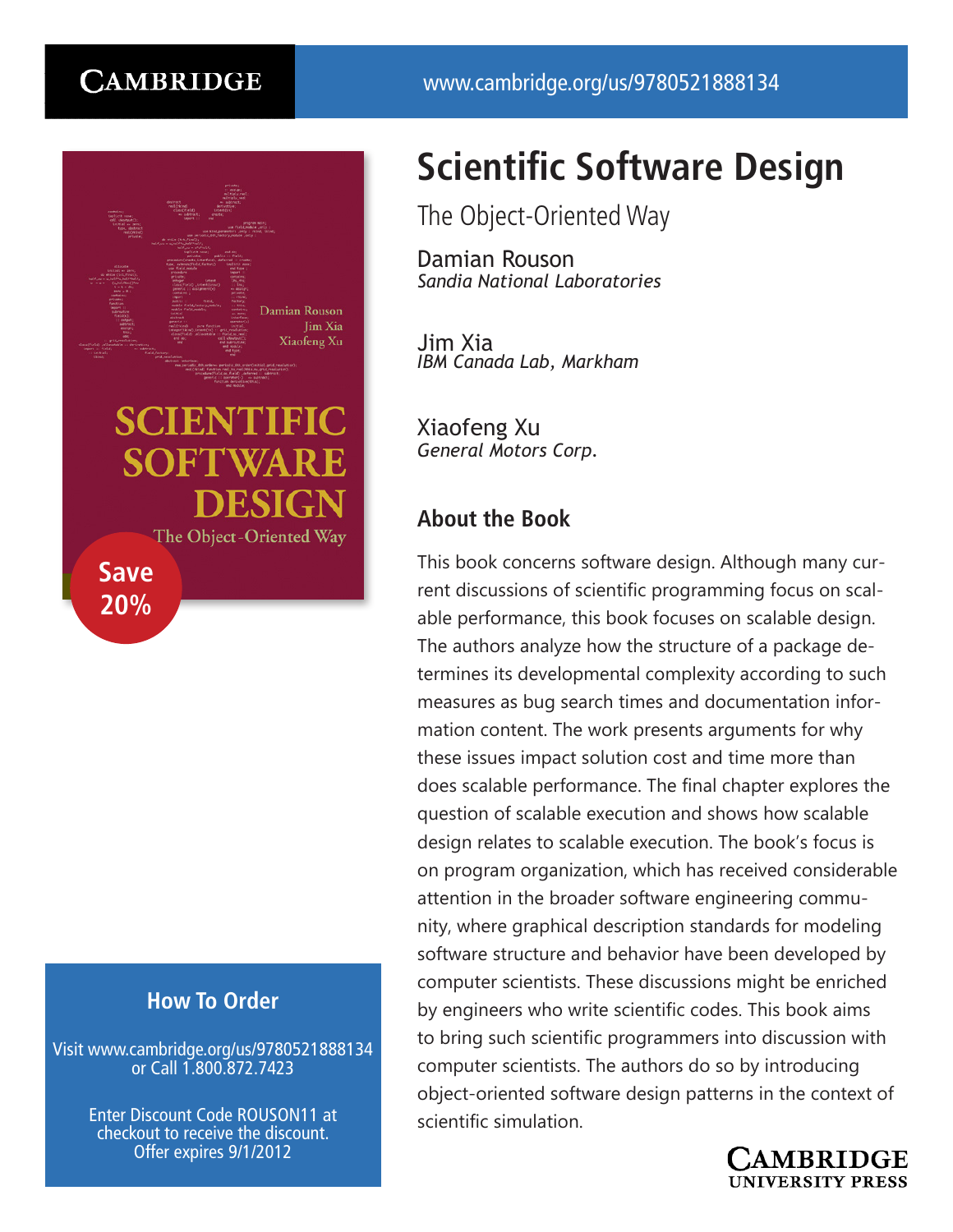CAMBRIDGE

www.cambridge.org/us/9780521888134

# Scientific Software Design

## The Object-Oriented Way

Damian Rouson
*Sandia National Laboratories*

Jim Xia
*IBM Canada Lab, Markham*

Xiaofeng Xu
*General Motors Corp.*

**Save 20%**

### About the Book

This book concerns software design. Although many current discussions of scientific programming focus on scalable performance, this book focuses on scalable design. The authors analyze how the structure of a package determines its developmental complexity according to such measures as bug search times and documentation information content. The work presents arguments for why these issues impact solution cost and time more than does scalable performance. The final chapter explores the question of scalable execution and shows how scalable design relates to scalable execution. The book's focus is on program organization, which has received considerable attention in the broader software engineering community, where graphical description standards for modeling software structure and behavior have been developed by computer scientists. These discussions might be enriched by engineers who write scientific codes. This book aims to bring such scientific programmers into discussion with computer scientists. The authors do so by introducing object-oriented software design patterns in the context of scientific simulation.

### How To Order

Visit www.cambridge.org/us/9780521888134
or Call 1.800.872.7423

Enter Discount Code ROUSON11 at checkout to receive the discount.
Offer expires 9/1/2012

CAMBRIDGE
UNIVERSITY PRESS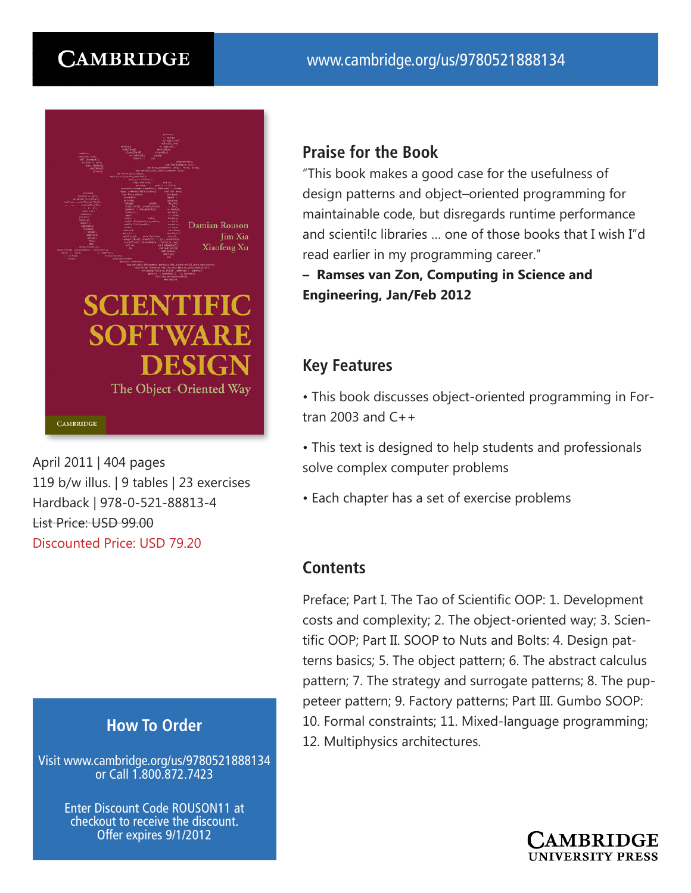CAMBRIDGE

www.cambridge.org/us/9780521888134

April 2011 | 404 pages
119 b/w illus. | 9 tables | 23 exercises
Hardback | 978-0-521-88813-4
~~List Price: USD 99.00~~
Discounted Price: USD 79.20

## Praise for the Book

"This book makes a good case for the usefulness of design patterns and object–oriented programming for maintainable code, but disregards runtime performance and scienti!c libraries ... one of those books that I wish I"d read earlier in my programming career."

**– Ramses van Zon, Computing in Science and Engineering, Jan/Feb 2012**

## Key Features

- This book discusses object-oriented programming in Fortran 2003 and C++
- This text is designed to help students and professionals solve complex computer problems
- Each chapter has a set of exercise problems

## Contents

Preface; Part I. The Tao of Scientific OOP: 1. Development costs and complexity; 2. The object-oriented way; 3. Scientific OOP; Part II. SOOP to Nuts and Bolts: 4. Design patterns basics; 5. The object pattern; 6. The abstract calculus pattern; 7. The strategy and surrogate patterns; 8. The puppeteer pattern; 9. Factory patterns; Part III. Gumbo SOOP: 10. Formal constraints; 11. Mixed-language programming; 12. Multiphysics architectures.

## How To Order

Visit www.cambridge.org/us/9780521888134
or Call 1.800.872.7423

Enter Discount Code ROUSON11 at checkout to receive the discount.
Offer expires 9/1/2012

CAMBRIDGE
UNIVERSITY PRESS